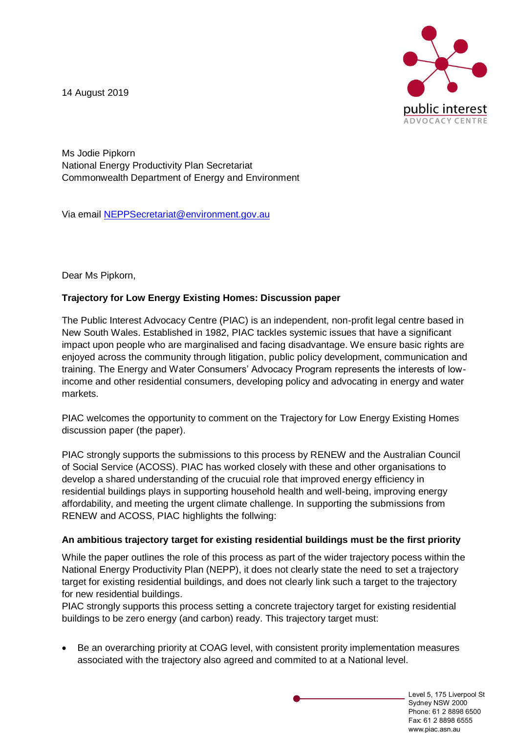14 August 2019

Ms Jodie Pipkorn
National Energy Productivity Plan Secretariat
Commonwealth Department of Energy and Environment

Via email NEPPSecretariat@environment.gov.au

Dear Ms Pipkorn,

**Trajectory for Low Energy Existing Homes: Discussion paper**

The Public Interest Advocacy Centre (PIAC) is an independent, non-profit legal centre based in New South Wales. Established in 1982, PIAC tackles systemic issues that have a significant impact upon people who are marginalised and facing disadvantage. We ensure basic rights are enjoyed across the community through litigation, public policy development, communication and training. The Energy and Water Consumers' Advocacy Program represents the interests of low-income and other residential consumers, developing policy and advocating in energy and water markets.

PIAC welcomes the opportunity to comment on the Trajectory for Low Energy Existing Homes discussion paper (the paper).

PIAC strongly supports the submissions to this process by RENEW and the Australian Council of Social Service (ACOSS). PIAC has worked closely with these and other organisations to develop a shared understanding of the crucuial role that improved energy efficiency in residential buildings plays in supporting household health and well-being, improving energy affordability, and meeting the urgent climate challenge. In supporting the submissions from RENEW and ACOSS, PIAC highlights the follwing:

**An ambitious trajectory target for existing residential buildings must be the first priority**

While the paper outlines the role of this process as part of the wider trajectory pocess within the National Energy Productivity Plan (NEPP), it does not clearly state the need to set a trajectory target for existing residential buildings, and does not clearly link such a target to the trajectory for new residential buildings.

PIAC strongly supports this process setting a concrete trajectory target for existing residential buildings to be zero energy (and carbon) ready. This trajectory target must:

- Be an overarching priority at COAG level, with consistent prority implementation measures associated with the trajectory also agreed and commited to at a National level.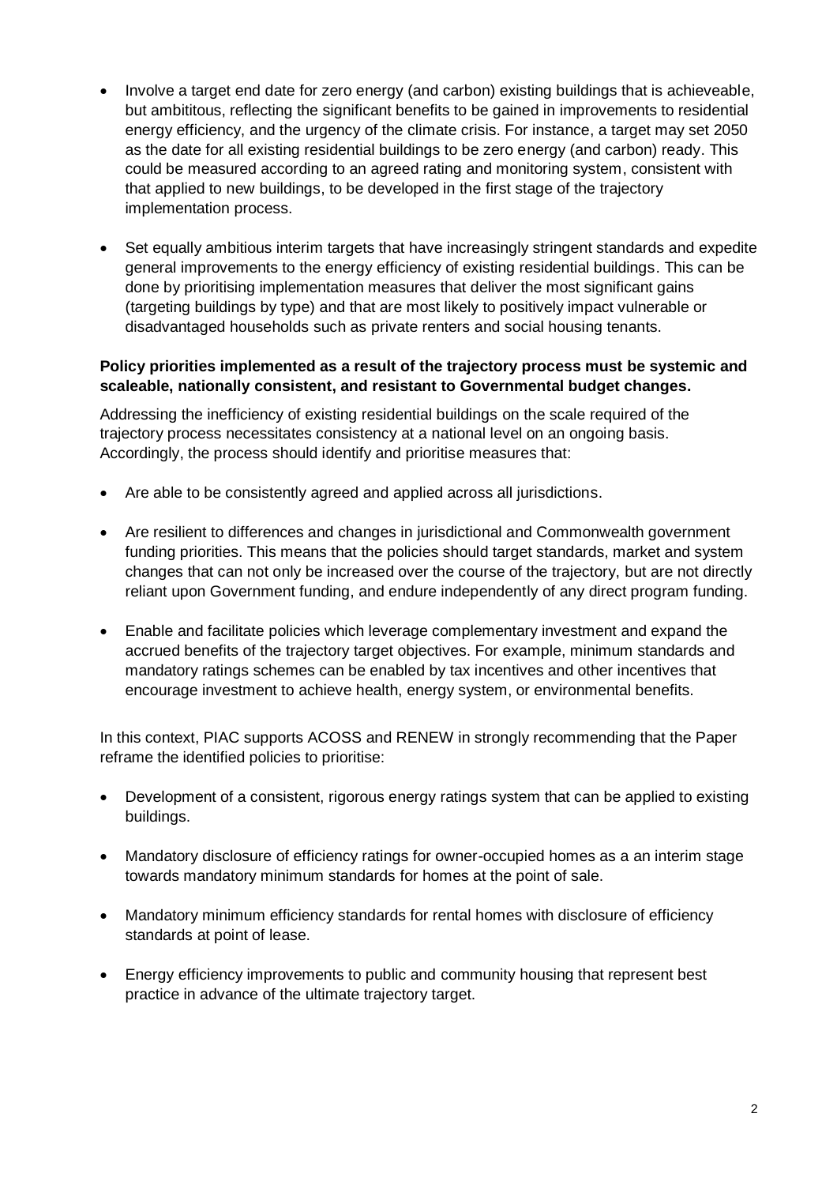- Involve a target end date for zero energy (and carbon) existing buildings that is achieveable, but ambititous, reflecting the significant benefits to be gained in improvements to residential energy efficiency, and the urgency of the climate crisis. For instance, a target may set 2050 as the date for all existing residential buildings to be zero energy (and carbon) ready. This could be measured according to an agreed rating and monitoring system, consistent with that applied to new buildings, to be developed in the first stage of the trajectory implementation process.
- Set equally ambitious interim targets that have increasingly stringent standards and expedite general improvements to the energy efficiency of existing residential buildings. This can be done by prioritising implementation measures that deliver the most significant gains (targeting buildings by type) and that are most likely to positively impact vulnerable or disadvantaged households such as private renters and social housing tenants.

**Policy priorities implemented as a result of the trajectory process must be systemic and scaleable, nationally consistent, and resistant to Governmental budget changes.**

Addressing the inefficiency of existing residential buildings on the scale required of the trajectory process necessitates consistency at a national level on an ongoing basis. Accordingly, the process should identify and prioritise measures that:

- Are able to be consistently agreed and applied across all jurisdictions.
- Are resilient to differences and changes in jurisdictional and Commonwealth government funding priorities. This means that the policies should target standards, market and system changes that can not only be increased over the course of the trajectory, but are not directly reliant upon Government funding, and endure independently of any direct program funding.
- Enable and facilitate policies which leverage complementary investment and expand the accrued benefits of the trajectory target objectives. For example, minimum standards and mandatory ratings schemes can be enabled by tax incentives and other incentives that encourage investment to achieve health, energy system, or environmental benefits.

In this context, PIAC supports ACOSS and RENEW in strongly recommending that the Paper reframe the identified policies to prioritise:

- Development of a consistent, rigorous energy ratings system that can be applied to existing buildings.
- Mandatory disclosure of efficiency ratings for owner-occupied homes as a an interim stage towards mandatory minimum standards for homes at the point of sale.
- Mandatory minimum efficiency standards for rental homes with disclosure of efficiency standards at point of lease.
- Energy efficiency improvements to public and community housing that represent best practice in advance of the ultimate trajectory target.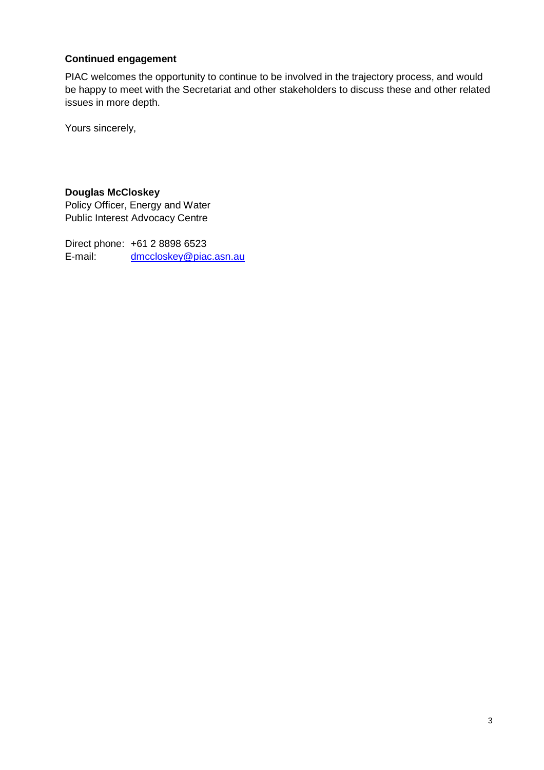**Continued engagement**

PIAC welcomes the opportunity to continue to be involved in the trajectory process, and would be happy to meet with the Secretariat and other stakeholders to discuss these and other related issues in more depth.

Yours sincerely,

**Douglas McCloskey**
Policy Officer, Energy and Water
Public Interest Advocacy Centre

Direct phone: +61 2 8898 6523
E-mail: dmccloskey@piac.asn.au